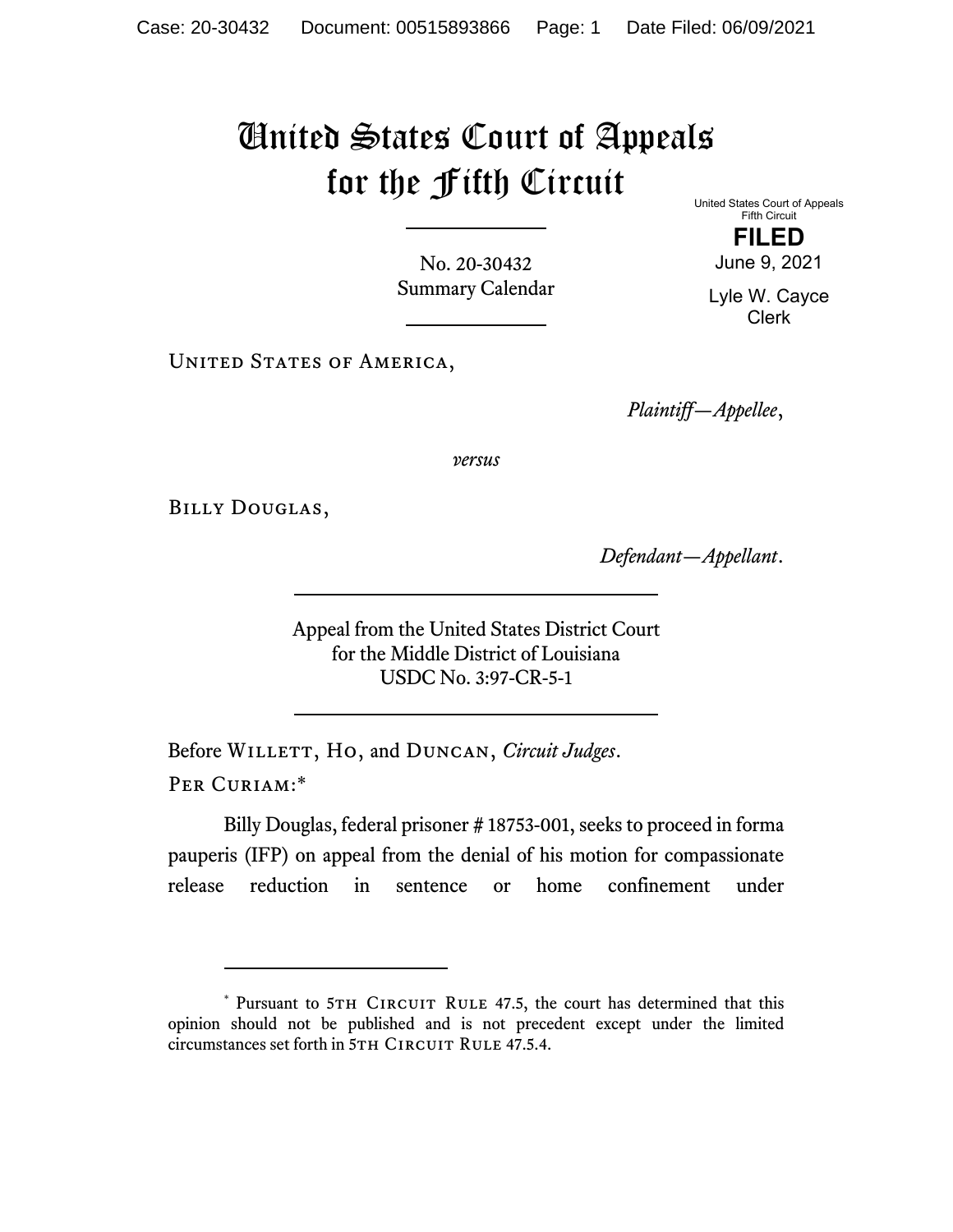# United States Court of Appeals for the Fifth Circuit

United States Court of Appeals
Fifth Circuit

**FILED**

June 9, 2021

Lyle W. Cayce
Clerk

No. 20-30432
Summary Calendar

United States of America,

*Plaintiff—Appellee*,

*versus*

Billy Douglas,

*Defendant—Appellant*.

Appeal from the United States District Court
for the Middle District of Louisiana
USDC No. 3:97-CR-5-1

Before Willett, Ho, and Duncan, *Circuit Judges*.

Per Curiam:*

Billy Douglas, federal prisoner # 18753-001, seeks to proceed in forma pauperis (IFP) on appeal from the denial of his motion for compassionate release reduction in sentence or home confinement under

---

\* Pursuant to 5th Circuit Rule 47.5, the court has determined that this opinion should not be published and is not precedent except under the limited circumstances set forth in 5th Circuit Rule 47.5.4.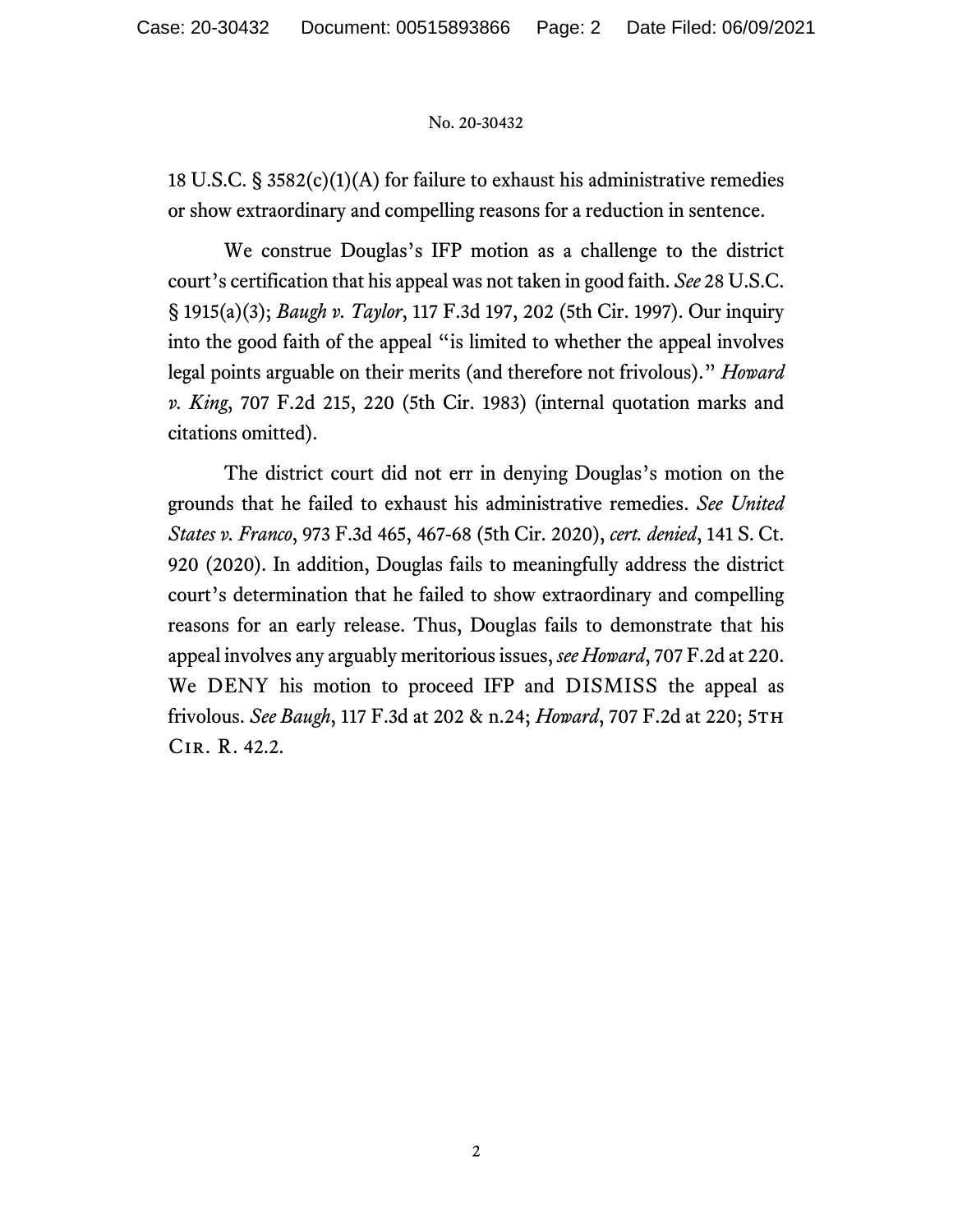18 U.S.C. § 3582(c)(1)(A) for failure to exhaust his administrative remedies or show extraordinary and compelling reasons for a reduction in sentence.

We construe Douglas's IFP motion as a challenge to the district court's certification that his appeal was not taken in good faith. *See* 28 U.S.C. § 1915(a)(3); *Baugh v. Taylor*, 117 F.3d 197, 202 (5th Cir. 1997). Our inquiry into the good faith of the appeal "is limited to whether the appeal involves legal points arguable on their merits (and therefore not frivolous)." *Howard v. King*, 707 F.2d 215, 220 (5th Cir. 1983) (internal quotation marks and citations omitted).

The district court did not err in denying Douglas's motion on the grounds that he failed to exhaust his administrative remedies. *See United States v. Franco*, 973 F.3d 465, 467-68 (5th Cir. 2020), *cert. denied*, 141 S. Ct. 920 (2020). In addition, Douglas fails to meaningfully address the district court's determination that he failed to show extraordinary and compelling reasons for an early release. Thus, Douglas fails to demonstrate that his appeal involves any arguably meritorious issues, *see Howard*, 707 F.2d at 220. We DENY his motion to proceed IFP and DISMISS the appeal as frivolous. *See Baugh*, 117 F.3d at 202 & n.24; *Howard*, 707 F.2d at 220; 5TH CIR. R. 42.2.